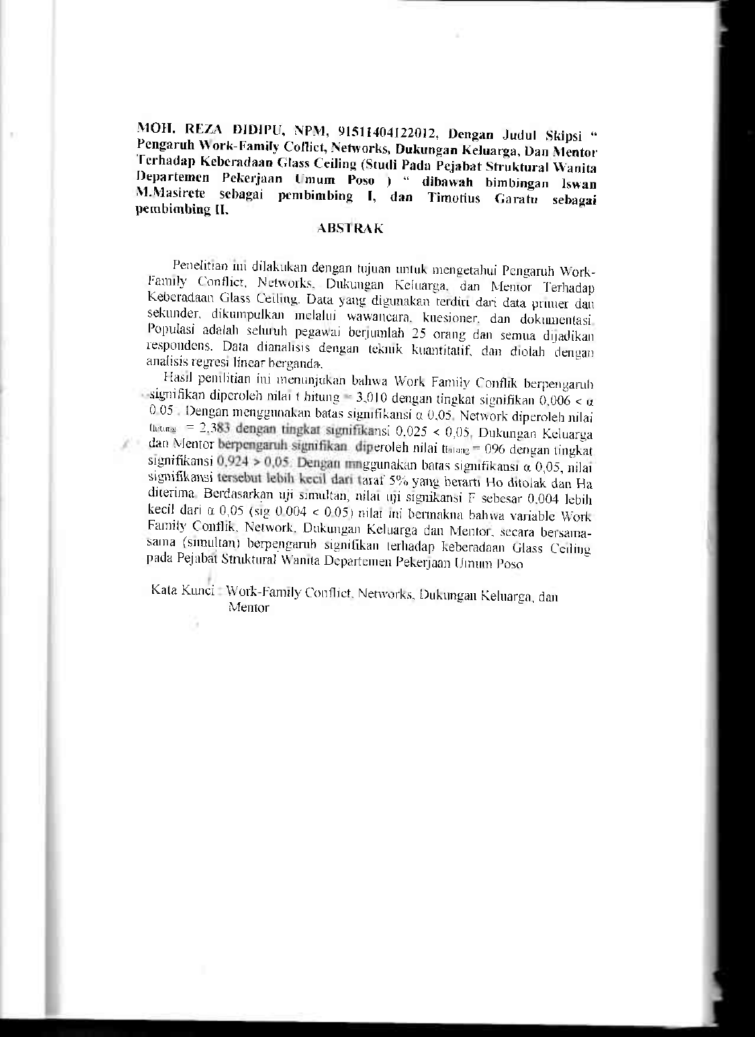**MOH. REZA DIDIPU, NPM, 91511404122012, Dengan Judul Skipsi " Pengaruh Work-Family Coflict, Networks, Dukungan Keluarga, Dan Mentor Terhadap Keberadaan Glass Ceiling (Studi Pada Pejabat Struktural Wanita Departemen Pekerjaan Umum Poso ) " dibawah bimbingan Iswan M.Masirete sebagai pembimbing I, dan Timotius Garatu sebagai pembimbing II.**

## ABSTRAK

Penelitian ini dilakukan dengan tujuan untuk mengetahui Pengaruh Work-Family Conflict, Networks, Dukungan Keluarga, dan Mentor Terhadap Keberadaan Glass Ceiling. Data yang digunakan terdiri dari data primer dan sekunder, dikumpulkan melalui wawancara, kuesioner, dan dokumentasi. Populasi adalah seluruh pegawai berjumlah 25 orang dan semua dijadikan respondens. Data dianalisis dengan teknik kuantitatif, dan diolah dengan analisis regresi linear berganda.

Hasil penilitian ini menunjukan bahwa Work Family Conflik berpengaruh signifikan diperoleh nilai t hitung = 3,010 dengan tingkat signifikan 0,006 < α 0,05 . Dengan menggunakan batas signifikansi α 0,05, Network diperoleh nilai $t_{hitung}$ = 2,383 dengan tingkat signifikansi 0,025 < 0,05, Dukungan Keluarga dan Mentor berpengaruh signifikan diperoleh nilai $t_{hitung}$ = 096 dengan tingkat signifikansi 0,924 > 0,05. Dengan mnggunakan batas signifikansi α 0,05, nilai signifikansi tersebut lebih kecil dari taraf 5% yang berarti Ho ditolak dan Ha diterima. Berdasarkan uji simultan, nilai uji signikansi F sebesar 0,004 lebih kecil dari α 0,05 (sig 0,004 < 0,05) nilai ini bermakna bahwa variable Work Family Conflik, Network, Dukungan Keluarga dan Mentor, secara bersama-sama (simultan) berpengaruh signifikan terhadap keberadaan Glass Ceiling pada Pejabat Struktural Wanita Departemen Pekerjaan Umum Poso

Kata Kunci : Work-Family Conflict, Networks, Dukungan Keluarga, dan Mentor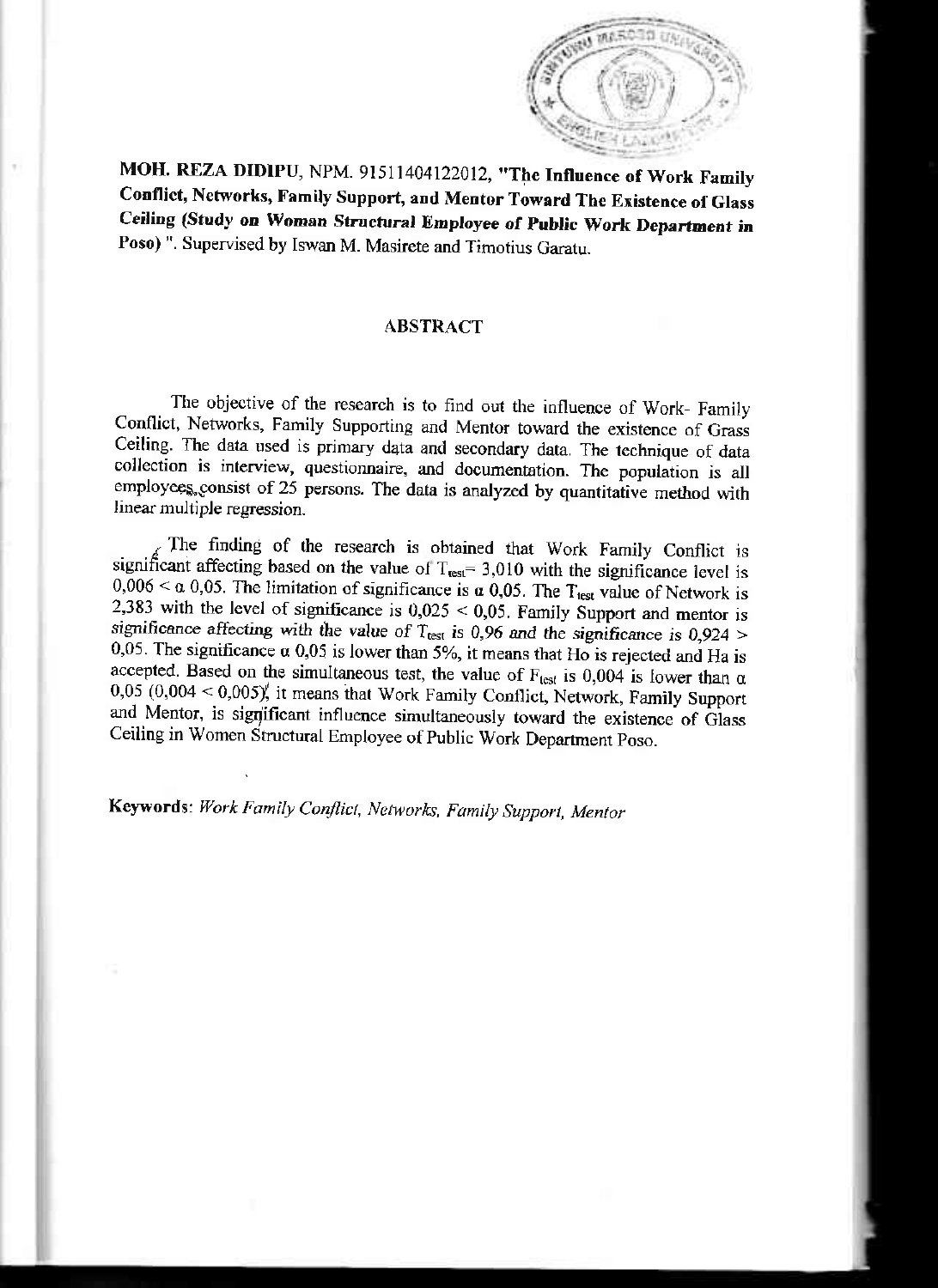**MOH. REZA DIDIPU**, NPM. 91511404122012, **"The Influence of Work Family Conflict, Networks, Family Support, and Mentor Toward The Existence of Glass Ceiling *(Study on Woman Structural Employee of Public Work Department in* Poso)**". Supervised by Iswan M. Masirete and Timotius Garatu.

## ABSTRACT

The objective of the research is to find out the influence of Work- Family Conflict, Networks, Family Supporting and Mentor toward the existence of Grass Ceiling. The data used is primary data and secondary data. The technique of data collection is interview, questionnaire, and documentation. The population is all employees consist of 25 persons. The data is analyzed by quantitative method with linear multiple regression.

The finding of the research is obtained that Work Family Conflict is significant affecting based on the value of $T_{test}$= 3,010 with the significance level is $0{,}006 < \alpha$ 0,05. The limitation of significance is $\alpha$ 0,05. The $T_{test}$ value of Network is 2,383 with the level of significance is $0{,}025 < 0{,}05$. Family Support and mentor is *significance affecting with the value of $T_{test}$ is 0,96 and the significance is 0,924 >* 0,05. The significance $\alpha$ 0,05 is lower than 5%, it means that Ho is rejected and Ha is accepted. Based on the simultaneous test, the value of $F_{test}$ is 0,004 is lower than $\alpha$ 0,05 $(0{,}004 < 0{,}005)$, it means that Work Family Conflict, Network, Family Support and Mentor, is significant influence simultaneously toward the existence of Glass Ceiling in Women Structural Employee of Public Work Department Poso.

**Keywords**: *Work Family Conflict, Networks, Family Support, Mentor*